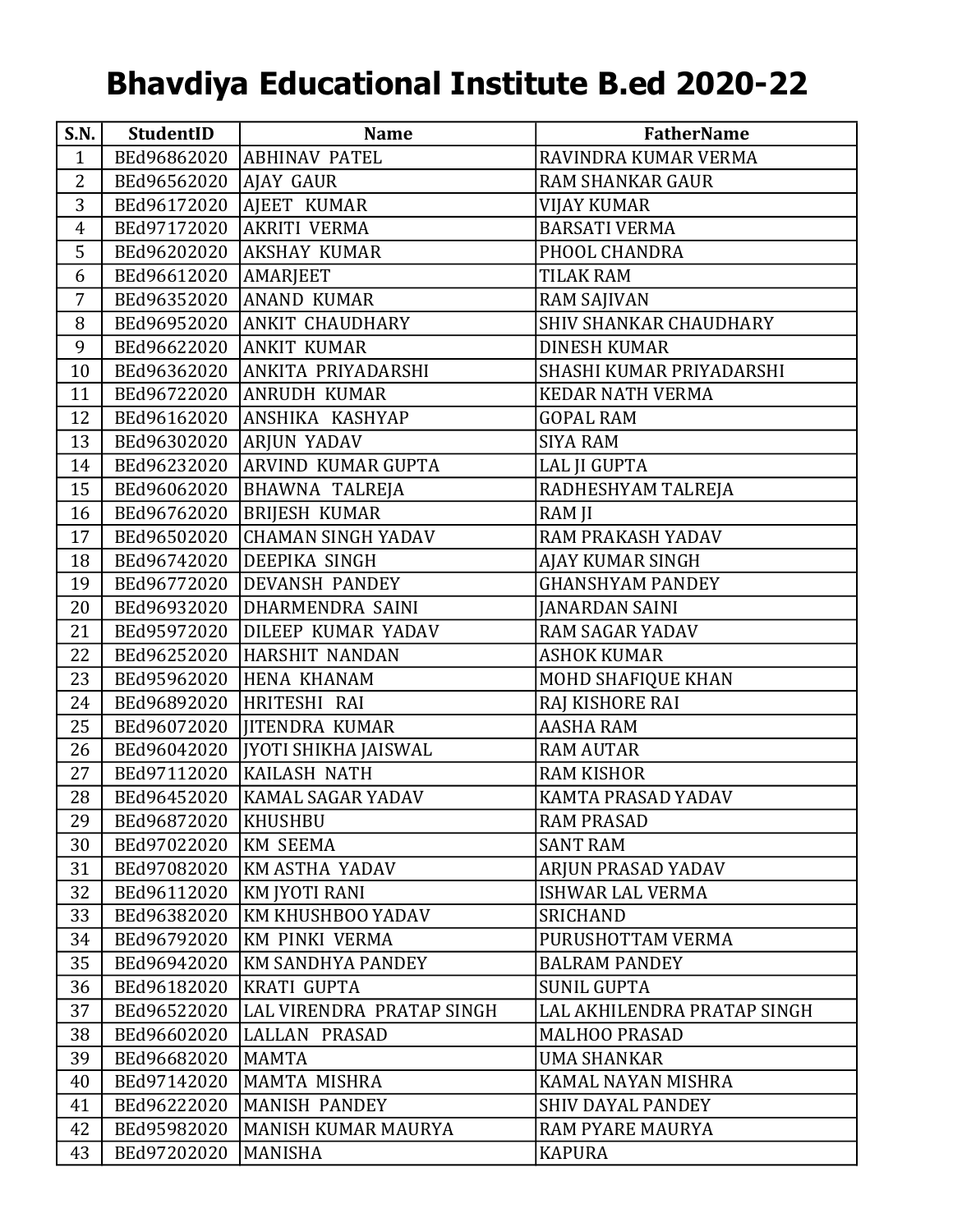# Bhavdiya Educational Institute B.ed 2020-22

| S.N. | StudentID | Name | FatherName |
|---|---|---|---|
| 1 | BEd96862020 | ABHINAV PATEL | RAVINDRA KUMAR VERMA |
| 2 | BEd96562020 | AJAY GAUR | RAM SHANKAR GAUR |
| 3 | BEd96172020 | AJEET KUMAR | VIJAY KUMAR |
| 4 | BEd97172020 | AKRITI VERMA | BARSATI VERMA |
| 5 | BEd96202020 | AKSHAY KUMAR | PHOOL CHANDRA |
| 6 | BEd96612020 | AMARJEET | TILAK RAM |
| 7 | BEd96352020 | ANAND KUMAR | RAM SAJIVAN |
| 8 | BEd96952020 | ANKIT CHAUDHARY | SHIV SHANKAR CHAUDHARY |
| 9 | BEd96622020 | ANKIT KUMAR | DINESH KUMAR |
| 10 | BEd96362020 | ANKITA PRIYADARSHI | SHASHI KUMAR PRIYADARSHI |
| 11 | BEd96722020 | ANRUDH KUMAR | KEDAR NATH VERMA |
| 12 | BEd96162020 | ANSHIKA KASHYAP | GOPAL RAM |
| 13 | BEd96302020 | ARJUN YADAV | SIYA RAM |
| 14 | BEd96232020 | ARVIND KUMAR GUPTA | LAL JI GUPTA |
| 15 | BEd96062020 | BHAWNA TALREJA | RADHESHYAM TALREJA |
| 16 | BEd96762020 | BRIJESH KUMAR | RAM JI |
| 17 | BEd96502020 | CHAMAN SINGH YADAV | RAM PRAKASH YADAV |
| 18 | BEd96742020 | DEEPIKA SINGH | AJAY KUMAR SINGH |
| 19 | BEd96772020 | DEVANSH PANDEY | GHANSHYAM PANDEY |
| 20 | BEd96932020 | DHARMENDRA SAINI | JANARDAN SAINI |
| 21 | BEd95972020 | DILEEP KUMAR YADAV | RAM SAGAR YADAV |
| 22 | BEd96252020 | HARSHIT NANDAN | ASHOK KUMAR |
| 23 | BEd95962020 | HENA KHANAM | MOHD SHAFIQUE KHAN |
| 24 | BEd96892020 | HRITESHI RAI | RAJ KISHORE RAI |
| 25 | BEd96072020 | JITENDRA KUMAR | AASHA RAM |
| 26 | BEd96042020 | JYOTI SHIKHA JAISWAL | RAM AUTAR |
| 27 | BEd97112020 | KAILASH NATH | RAM KISHOR |
| 28 | BEd96452020 | KAMAL SAGAR YADAV | KAMTA PRASAD YADAV |
| 29 | BEd96872020 | KHUSHBU | RAM PRASAD |
| 30 | BEd97022020 | KM SEEMA | SANT RAM |
| 31 | BEd97082020 | KM ASTHA YADAV | ARJUN PRASAD YADAV |
| 32 | BEd96112020 | KM JYOTI RANI | ISHWAR LAL VERMA |
| 33 | BEd96382020 | KM KHUSHBOO YADAV | SRICHAND |
| 34 | BEd96792020 | KM PINKI VERMA | PURUSHOTTAM VERMA |
| 35 | BEd96942020 | KM SANDHYA PANDEY | BALRAM PANDEY |
| 36 | BEd96182020 | KRATI GUPTA | SUNIL GUPTA |
| 37 | BEd96522020 | LAL VIRENDRA PRATAP SINGH | LAL AKHILENDRA PRATAP SINGH |
| 38 | BEd96602020 | LALLAN PRASAD | MALHOO PRASAD |
| 39 | BEd96682020 | MAMTA | UMA SHANKAR |
| 40 | BEd97142020 | MAMTA MISHRA | KAMAL NAYAN MISHRA |
| 41 | BEd96222020 | MANISH PANDEY | SHIV DAYAL PANDEY |
| 42 | BEd95982020 | MANISH KUMAR MAURYA | RAM PYARE MAURYA |
| 43 | BEd97202020 | MANISHA | KAPURA |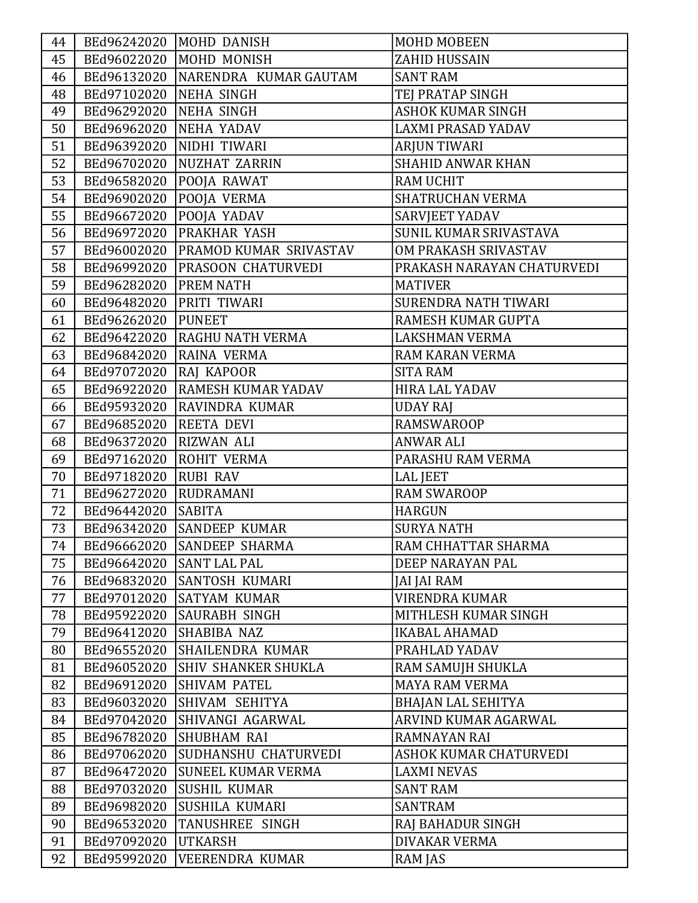| 44 | BEd96242020 | MOHD DANISH | MOHD MOBEEN |
|---|---|---|---|
| 45 | BEd96022020 | MOHD MONISH | ZAHID HUSSAIN |
| 46 | BEd96132020 | NARENDRA KUMAR GAUTAM | SANT RAM |
| 48 | BEd97102020 | NEHA SINGH | TEJ PRATAP SINGH |
| 49 | BEd96292020 | NEHA SINGH | ASHOK KUMAR SINGH |
| 50 | BEd96962020 | NEHA YADAV | LAXMI PRASAD YADAV |
| 51 | BEd96392020 | NIDHI TIWARI | ARJUN TIWARI |
| 52 | BEd96702020 | NUZHAT ZARRIN | SHAHID ANWAR KHAN |
| 53 | BEd96582020 | POOJA RAWAT | RAM UCHIT |
| 54 | BEd96902020 | POOJA VERMA | SHATRUCHAN VERMA |
| 55 | BEd96672020 | POOJA YADAV | SARVJEET YADAV |
| 56 | BEd96972020 | PRAKHAR YASH | SUNIL KUMAR SRIVASTAVA |
| 57 | BEd96002020 | PRAMOD KUMAR SRIVASTAV | OM PRAKASH SRIVASTAV |
| 58 | BEd96992020 | PRASOON CHATURVEDI | PRAKASH NARAYAN CHATURVEDI |
| 59 | BEd96282020 | PREM NATH | MATIVER |
| 60 | BEd96482020 | PRITI TIWARI | SURENDRA NATH TIWARI |
| 61 | BEd96262020 | PUNEET | RAMESH KUMAR GUPTA |
| 62 | BEd96422020 | RAGHU NATH VERMA | LAKSHMAN VERMA |
| 63 | BEd96842020 | RAINA VERMA | RAM KARAN VERMA |
| 64 | BEd97072020 | RAJ KAPOOR | SITA RAM |
| 65 | BEd96922020 | RAMESH KUMAR YADAV | HIRA LAL YADAV |
| 66 | BEd95932020 | RAVINDRA KUMAR | UDAY RAJ |
| 67 | BEd96852020 | REETA DEVI | RAMSWAROOP |
| 68 | BEd96372020 | RIZWAN ALI | ANWAR ALI |
| 69 | BEd97162020 | ROHIT VERMA | PARASHU RAM VERMA |
| 70 | BEd97182020 | RUBI RAV | LAL JEET |
| 71 | BEd96272020 | RUDRAMANI | RAM SWAROOP |
| 72 | BEd96442020 | SABITA | HARGUN |
| 73 | BEd96342020 | SANDEEP KUMAR | SURYA NATH |
| 74 | BEd96662020 | SANDEEP SHARMA | RAM CHHATTAR SHARMA |
| 75 | BEd96642020 | SANT LAL PAL | DEEP NARAYAN PAL |
| 76 | BEd96832020 | SANTOSH KUMARI | JAI JAI RAM |
| 77 | BEd97012020 | SATYAM KUMAR | VIRENDRA KUMAR |
| 78 | BEd95922020 | SAURABH SINGH | MITHLESH KUMAR SINGH |
| 79 | BEd96412020 | SHABIBA NAZ | IKABAL AHAMAD |
| 80 | BEd96552020 | SHAILENDRA KUMAR | PRAHLAD YADAV |
| 81 | BEd96052020 | SHIV SHANKER SHUKLA | RAM SAMUJH SHUKLA |
| 82 | BEd96912020 | SHIVAM PATEL | MAYA RAM VERMA |
| 83 | BEd96032020 | SHIVAM SEHITYA | BHAJAN LAL SEHITYA |
| 84 | BEd97042020 | SHIVANGI AGARWAL | ARVIND KUMAR AGARWAL |
| 85 | BEd96782020 | SHUBHAM RAI | RAMNAYAN RAI |
| 86 | BEd97062020 | SUDHANSHU CHATURVEDI | ASHOK KUMAR CHATURVEDI |
| 87 | BEd96472020 | SUNEEL KUMAR VERMA | LAXMI NEVAS |
| 88 | BEd97032020 | SUSHIL KUMAR | SANT RAM |
| 89 | BEd96982020 | SUSHILA KUMARI | SANTRAM |
| 90 | BEd96532020 | TANUSHREE SINGH | RAJ BAHADUR SINGH |
| 91 | BEd97092020 | UTKARSH | DIVAKAR VERMA |
| 92 | BEd95992020 | VEERENDRA KUMAR | RAM JAS |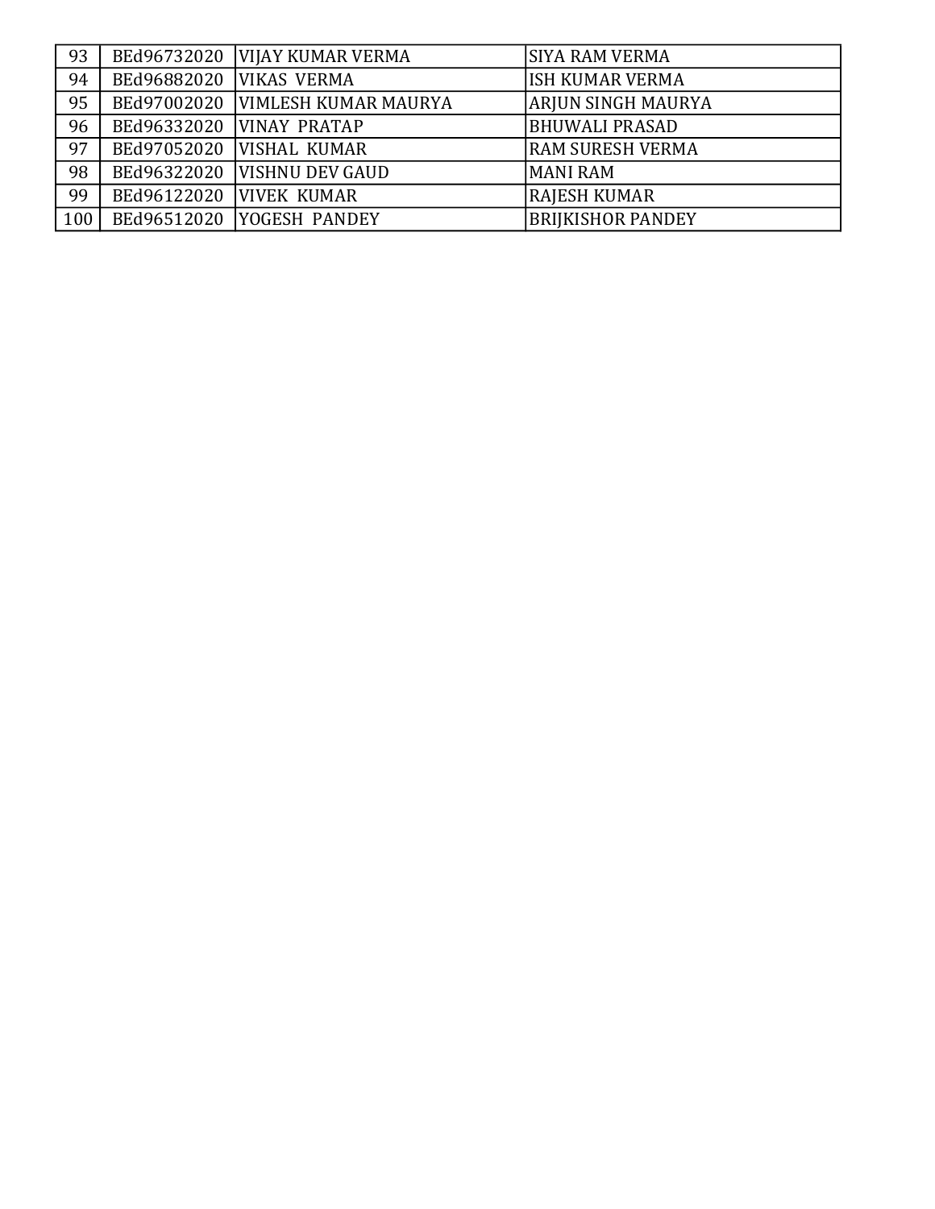| | | | |
|---|---|---|---|
| 93 | BEd96732020 | VIJAY KUMAR VERMA | SIYA RAM VERMA |
| 94 | BEd96882020 | VIKAS VERMA | ISH KUMAR VERMA |
| 95 | BEd97002020 | VIMLESH KUMAR MAURYA | ARJUN SINGH MAURYA |
| 96 | BEd96332020 | VINAY PRATAP | BHUWALI PRASAD |
| 97 | BEd97052020 | VISHAL KUMAR | RAM SURESH VERMA |
| 98 | BEd96322020 | VISHNU DEV GAUD | MANI RAM |
| 99 | BEd96122020 | VIVEK KUMAR | RAJESH KUMAR |
| 100 | BEd96512020 | YOGESH PANDEY | BRIJKISHOR PANDEY |